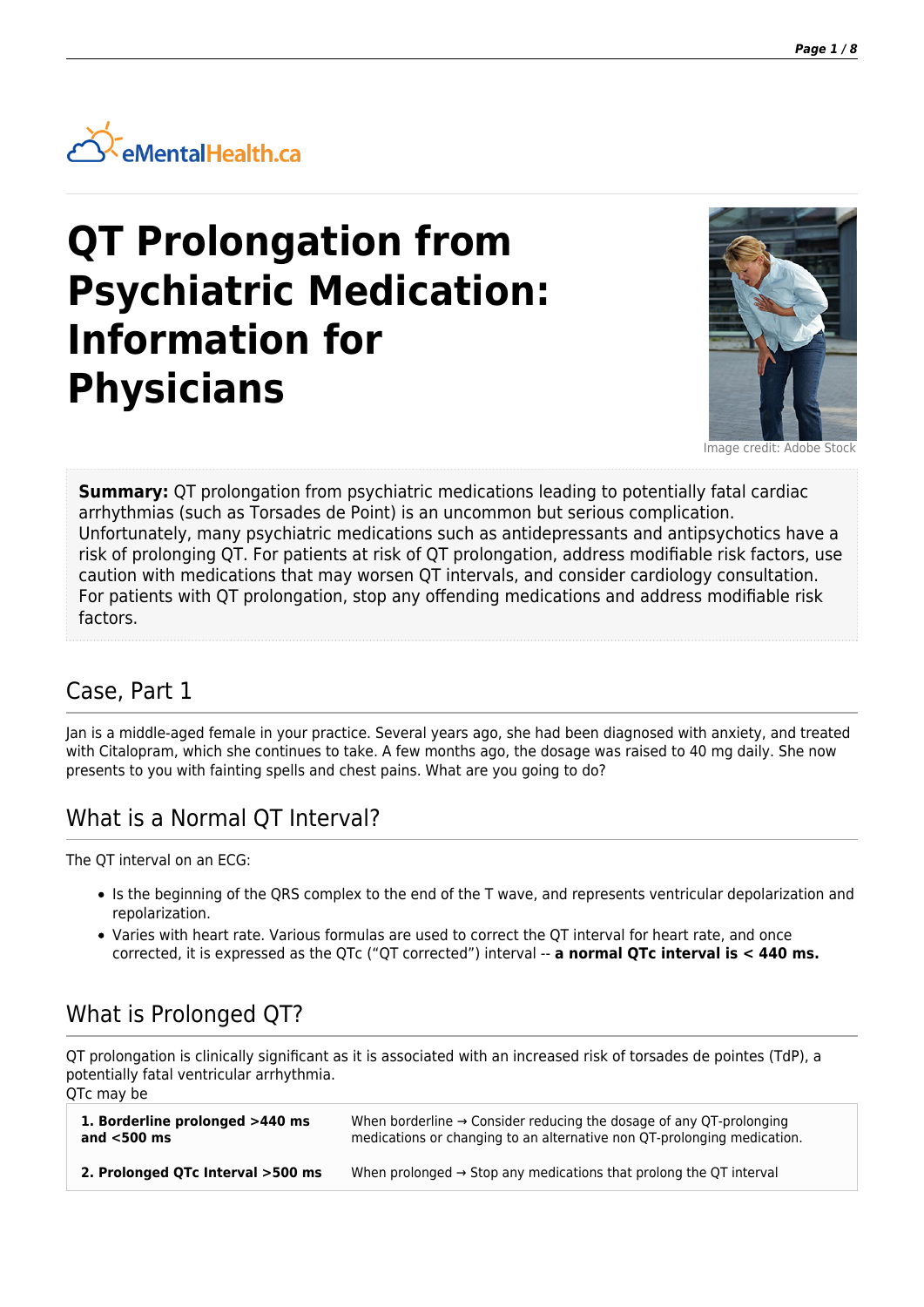eMentalHealth.ca

# QT Prolongation from Psychiatric Medication: Information for Physicians

Image credit: Adobe Stock

**Summary:** QT prolongation from psychiatric medications leading to potentially fatal cardiac arrhythmias (such as Torsades de Point) is an uncommon but serious complication. Unfortunately, many psychiatric medications such as antidepressants and antipsychotics have a risk of prolonging QT. For patients at risk of QT prolongation, address modifiable risk factors, use caution with medications that may worsen QT intervals, and consider cardiology consultation. For patients with QT prolongation, stop any offending medications and address modifiable risk factors.

## Case, Part 1

Jan is a middle-aged female in your practice. Several years ago, she had been diagnosed with anxiety, and treated with Citalopram, which she continues to take. A few months ago, the dosage was raised to 40 mg daily. She now presents to you with fainting spells and chest pains. What are you going to do?

## What is a Normal QT Interval?

The QT interval on an ECG:

- Is the beginning of the QRS complex to the end of the T wave, and represents ventricular depolarization and repolarization.
- Varies with heart rate. Various formulas are used to correct the QT interval for heart rate, and once corrected, it is expressed as the QTc ("QT corrected") interval -- **a normal QTc interval is < 440 ms.**

## What is Prolonged QT?

QT prolongation is clinically significant as it is associated with an increased risk of torsades de pointes (TdP), a potentially fatal ventricular arrhythmia.
QTc may be

| | |
|---|---|
| **1. Borderline prolonged >440 ms and <500 ms** | When borderline → Consider reducing the dosage of any QT-prolonging medications or changing to an alternative non QT-prolonging medication. |
| **2. Prolonged QTc Interval >500 ms** | When prolonged → Stop any medications that prolong the QT interval |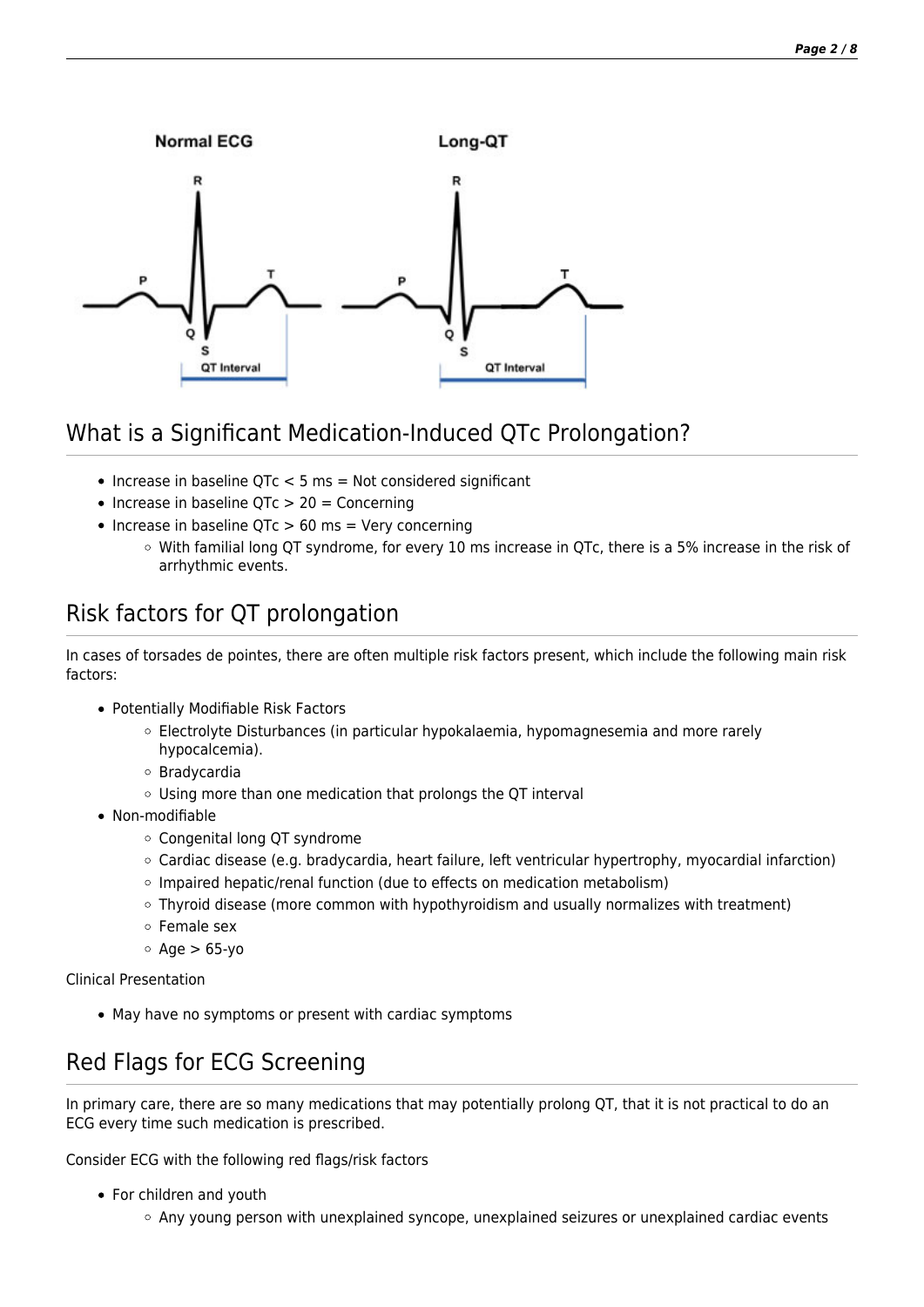## What is a Significant Medication-Induced QTc Prolongation?

- Increase in baseline QTc < 5 ms = Not considered significant
- Increase in baseline QTc > 20 = Concerning
- Increase in baseline QTc > 60 ms = Very concerning
  - With familial long QT syndrome, for every 10 ms increase in QTc, there is a 5% increase in the risk of arrhythmic events.

## Risk factors for QT prolongation

In cases of torsades de pointes, there are often multiple risk factors present, which include the following main risk factors:

- Potentially Modifiable Risk Factors
  - Electrolyte Disturbances (in particular hypokalaemia, hypomagnesemia and more rarely hypocalcemia).
  - Bradycardia
  - Using more than one medication that prolongs the QT interval
- Non-modifiable
  - Congenital long QT syndrome
  - Cardiac disease (e.g. bradycardia, heart failure, left ventricular hypertrophy, myocardial infarction)
  - Impaired hepatic/renal function (due to effects on medication metabolism)
  - Thyroid disease (more common with hypothyroidism and usually normalizes with treatment)
  - Female sex
  - Age > 65-yo

Clinical Presentation

- May have no symptoms or present with cardiac symptoms

## Red Flags for ECG Screening

In primary care, there are so many medications that may potentially prolong QT, that it is not practical to do an ECG every time such medication is prescribed.

Consider ECG with the following red flags/risk factors

- For children and youth
  - Any young person with unexplained syncope, unexplained seizures or unexplained cardiac events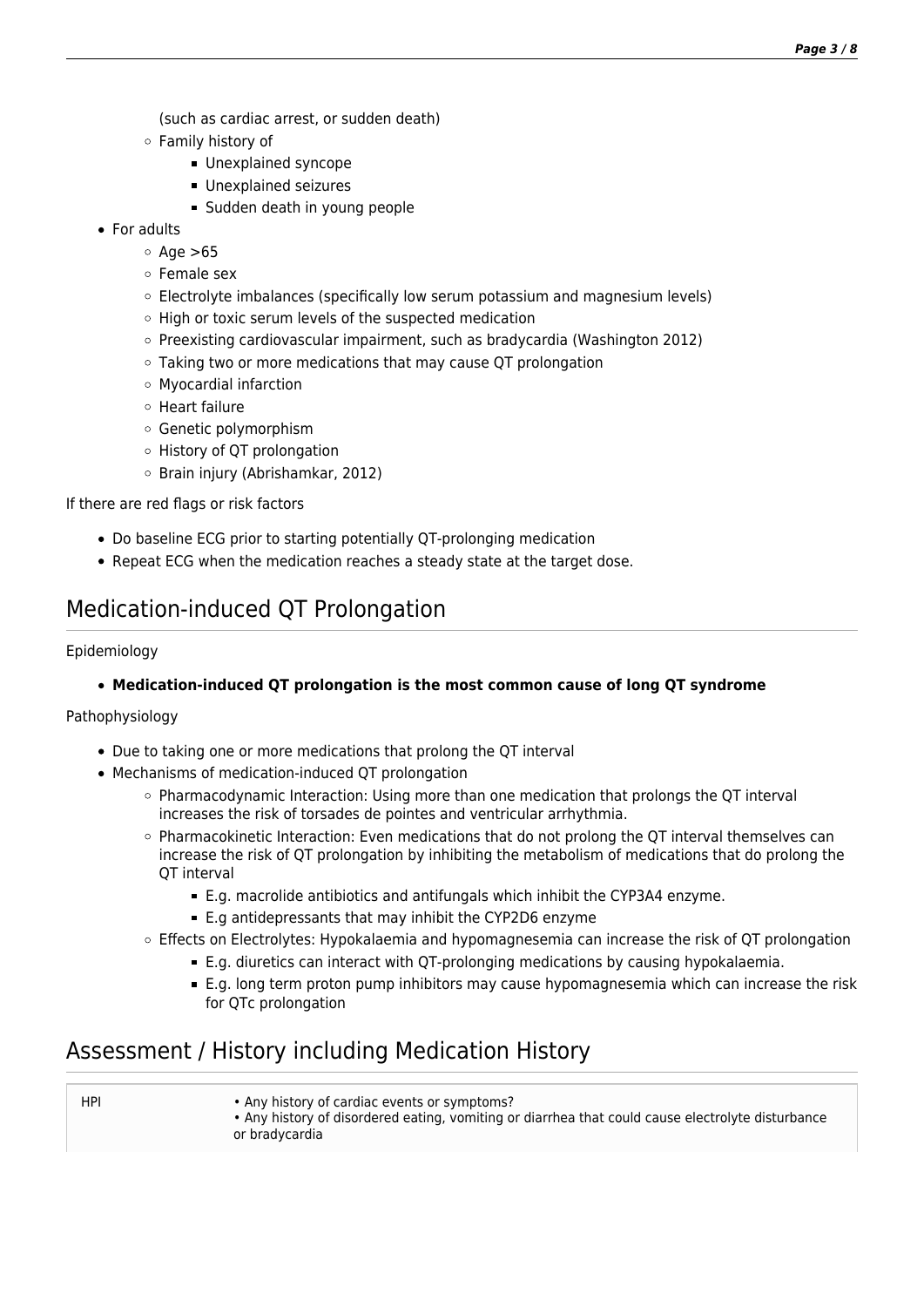(such as cardiac arrest, or sudden death)
    - Family history of
        - Unexplained syncope
        - Unexplained seizures
        - Sudden death in young people
- For adults
    - Age >65
    - Female sex
    - Electrolyte imbalances (specifically low serum potassium and magnesium levels)
    - High or toxic serum levels of the suspected medication
    - Preexisting cardiovascular impairment, such as bradycardia (Washington 2012)
    - Taking two or more medications that may cause QT prolongation
    - Myocardial infarction
    - Heart failure
    - Genetic polymorphism
    - History of QT prolongation
    - Brain injury (Abrishamkar, 2012)

If there are red flags or risk factors

- Do baseline ECG prior to starting potentially QT-prolonging medication
- Repeat ECG when the medication reaches a steady state at the target dose.

## Medication-induced QT Prolongation

Epidemiology

- **Medication-induced QT prolongation is the most common cause of long QT syndrome**

Pathophysiology

- Due to taking one or more medications that prolong the QT interval
- Mechanisms of medication-induced QT prolongation
    - Pharmacodynamic Interaction: Using more than one medication that prolongs the QT interval increases the risk of torsades de pointes and ventricular arrhythmia.
    - Pharmacokinetic Interaction: Even medications that do not prolong the QT interval themselves can increase the risk of QT prolongation by inhibiting the metabolism of medications that do prolong the QT interval
        - E.g. macrolide antibiotics and antifungals which inhibit the CYP3A4 enzyme.
        - E.g antidepressants that may inhibit the CYP2D6 enzyme
    - Effects on Electrolytes: Hypokalaemia and hypomagnesemia can increase the risk of QT prolongation
        - E.g. diuretics can interact with QT-prolonging medications by causing hypokalaemia.
        - E.g. long term proton pump inhibitors may cause hypomagnesemia which can increase the risk for QTc prolongation

## Assessment / History including Medication History

| | |
|---|---|
| HPI | • Any history of cardiac events or symptoms?<br>• Any history of disordered eating, vomiting or diarrhea that could cause electrolyte disturbance or bradycardia |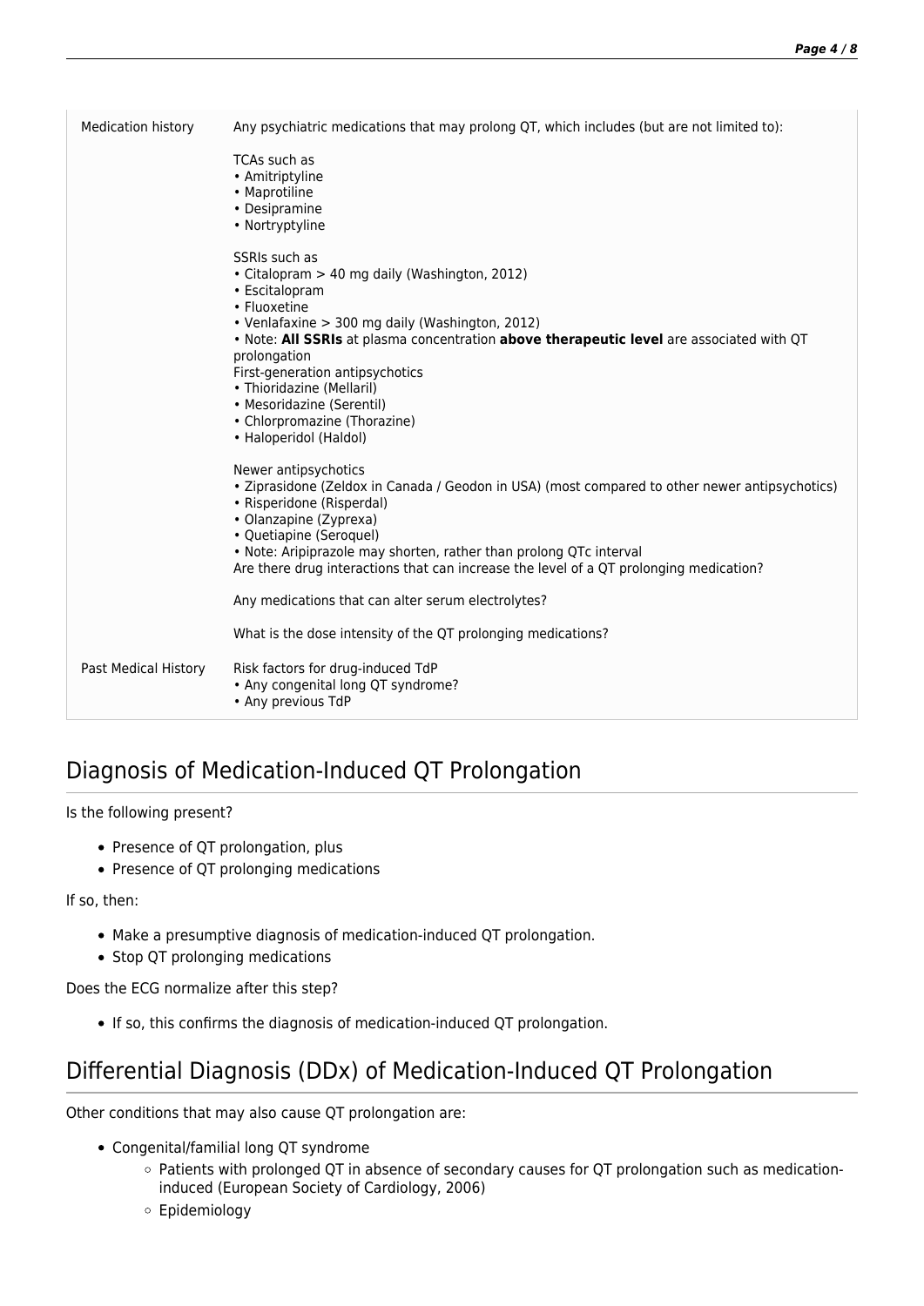| Medication history | Any psychiatric medications that may prolong QT, which includes (but are not limited to):<br><br>TCAs such as<br>• Amitriptyline<br>• Maprotiline<br>• Desipramine<br>• Nortryptyline<br><br>SSRIs such as<br>• Citalopram > 40 mg daily (Washington, 2012)<br>• Escitalopram<br>• Fluoxetine<br>• Venlafaxine > 300 mg daily (Washington, 2012)<br>• Note: **All SSRIs** at plasma concentration **above therapeutic level** are associated with QT prolongation<br>First-generation antipsychotics<br>• Thioridazine (Mellaril)<br>• Mesoridazine (Serentil)<br>• Chlorpromazine (Thorazine)<br>• Haloperidol (Haldol)<br><br>Newer antipsychotics<br>• Ziprasidone (Zeldox in Canada / Geodon in USA) (most compared to other newer antipsychotics)<br>• Risperidone (Risperdal)<br>• Olanzapine (Zyprexa)<br>• Quetiapine (Seroquel)<br>• Note: Aripiprazole may shorten, rather than prolong QTc interval<br>Are there drug interactions that can increase the level of a QT prolonging medication?<br><br>Any medications that can alter serum electrolytes?<br><br>What is the dose intensity of the QT prolonging medications? |
|---|---|
| Past Medical History | Risk factors for drug-induced TdP<br>• Any congenital long QT syndrome?<br>• Any previous TdP |

## Diagnosis of Medication-Induced QT Prolongation

Is the following present?

- Presence of QT prolongation, plus
- Presence of QT prolonging medications

If so, then:

- Make a presumptive diagnosis of medication-induced QT prolongation.
- Stop QT prolonging medications

Does the ECG normalize after this step?

- If so, this confirms the diagnosis of medication-induced QT prolongation.

## Differential Diagnosis (DDx) of Medication-Induced QT Prolongation

Other conditions that may also cause QT prolongation are:

- Congenital/familial long QT syndrome
  - Patients with prolonged QT in absence of secondary causes for QT prolongation such as medication-induced (European Society of Cardiology, 2006)
  - Epidemiology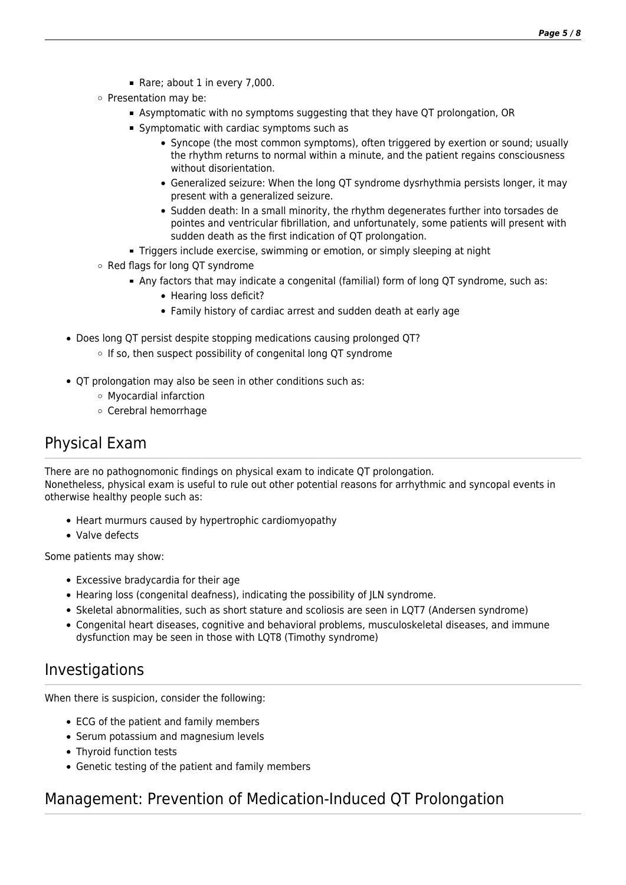- Rare; about 1 in every 7,000.
    - Presentation may be:
        - Asymptomatic with no symptoms suggesting that they have QT prolongation, OR
        - Symptomatic with cardiac symptoms such as
            - Syncope (the most common symptoms), often triggered by exertion or sound; usually the rhythm returns to normal within a minute, and the patient regains consciousness without disorientation.
            - Generalized seizure: When the long QT syndrome dysrhythmia persists longer, it may present with a generalized seizure.
            - Sudden death: In a small minority, the rhythm degenerates further into torsades de pointes and ventricular fibrillation, and unfortunately, some patients will present with sudden death as the first indication of QT prolongation.
        - Triggers include exercise, swimming or emotion, or simply sleeping at night
    - Red flags for long QT syndrome
        - Any factors that may indicate a congenital (familial) form of long QT syndrome, such as:
            - Hearing loss deficit?
            - Family history of cardiac arrest and sudden death at early age

- Does long QT persist despite stopping medications causing prolonged QT?
    - If so, then suspect possibility of congenital long QT syndrome

- QT prolongation may also be seen in other conditions such as:
    - Myocardial infarction
    - Cerebral hemorrhage

## Physical Exam

There are no pathognomonic findings on physical exam to indicate QT prolongation.
Nonetheless, physical exam is useful to rule out other potential reasons for arrhythmic and syncopal events in otherwise healthy people such as:

- Heart murmurs caused by hypertrophic cardiomyopathy
- Valve defects

Some patients may show:

- Excessive bradycardia for their age
- Hearing loss (congenital deafness), indicating the possibility of JLN syndrome.
- Skeletal abnormalities, such as short stature and scoliosis are seen in LQT7 (Andersen syndrome)
- Congenital heart diseases, cognitive and behavioral problems, musculoskeletal diseases, and immune dysfunction may be seen in those with LQT8 (Timothy syndrome)

## Investigations

When there is suspicion, consider the following:

- ECG of the patient and family members
- Serum potassium and magnesium levels
- Thyroid function tests
- Genetic testing of the patient and family members

## Management: Prevention of Medication-Induced QT Prolongation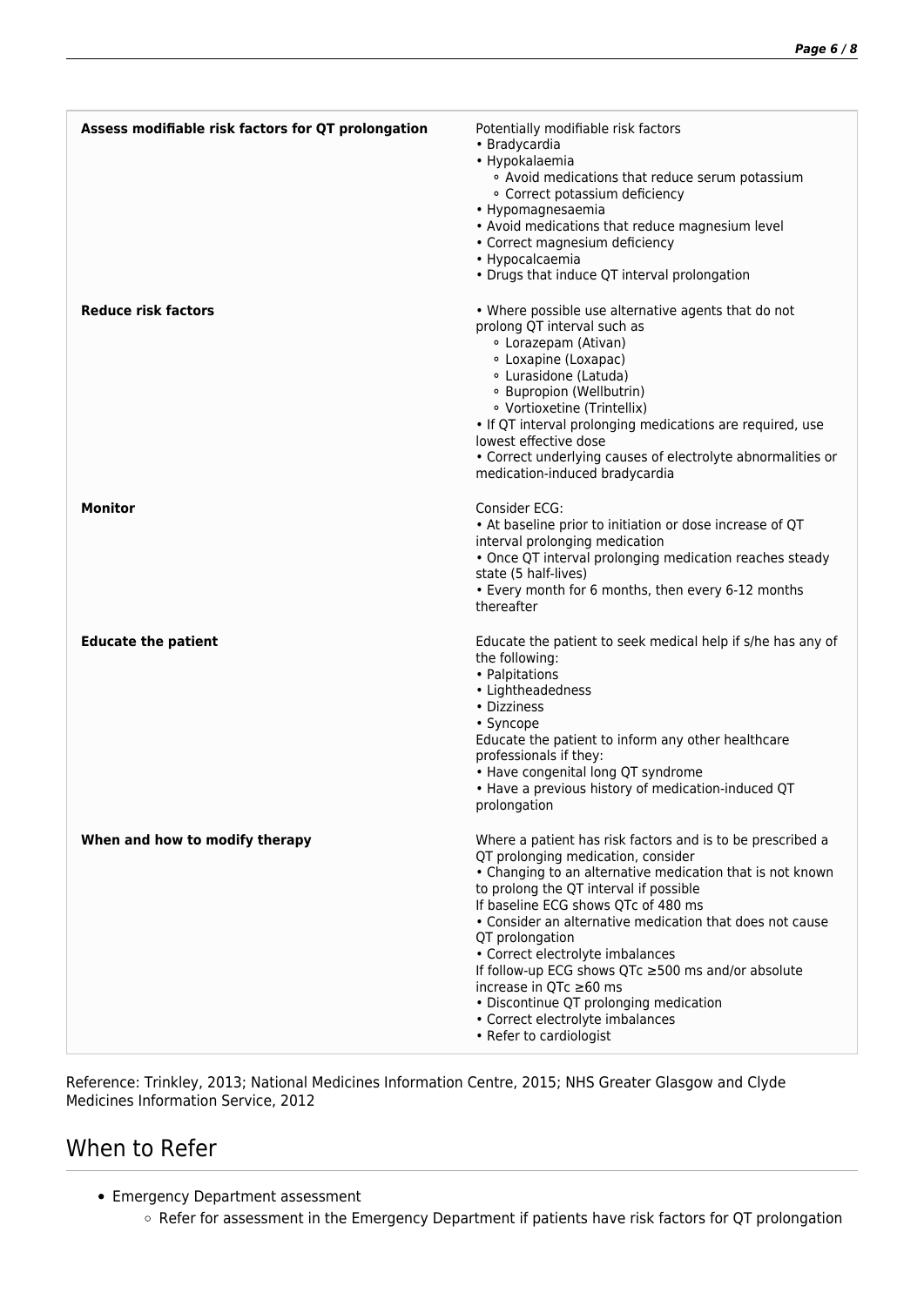| | |
|---|---|
| **Assess modifiable risk factors for QT prolongation** | Potentially modifiable risk factors<br>• Bradycardia<br>• Hypokalaemia<br>  ◦ Avoid medications that reduce serum potassium<br>  ◦ Correct potassium deficiency<br>• Hypomagnesaemia<br>• Avoid medications that reduce magnesium level<br>• Correct magnesium deficiency<br>• Hypocalcaemia<br>• Drugs that induce QT interval prolongation |
| **Reduce risk factors** | • Where possible use alternative agents that do not prolong QT interval such as<br>  ◦ Lorazepam (Ativan)<br>  ◦ Loxapine (Loxapac)<br>  ◦ Lurasidone (Latuda)<br>  ◦ Bupropion (Wellbutrin)<br>  ◦ Vortioxetine (Trintellix)<br>• If QT interval prolonging medications are required, use lowest effective dose<br>• Correct underlying causes of electrolyte abnormalities or medication-induced bradycardia |
| **Monitor** | Consider ECG:<br>• At baseline prior to initiation or dose increase of QT interval prolonging medication<br>• Once QT interval prolonging medication reaches steady state (5 half-lives)<br>• Every month for 6 months, then every 6-12 months thereafter |
| **Educate the patient** | Educate the patient to seek medical help if s/he has any of the following:<br>• Palpitations<br>• Lightheadedness<br>• Dizziness<br>• Syncope<br>Educate the patient to inform any other healthcare professionals if they:<br>• Have congenital long QT syndrome<br>• Have a previous history of medication-induced QT prolongation |
| **When and how to modify therapy** | Where a patient has risk factors and is to be prescribed a QT prolonging medication, consider<br>• Changing to an alternative medication that is not known to prolong the QT interval if possible<br>If baseline ECG shows QTc of 480 ms<br>• Consider an alternative medication that does not cause QT prolongation<br>• Correct electrolyte imbalances<br>If follow-up ECG shows QTc ≥500 ms and/or absolute increase in QTc ≥60 ms<br>• Discontinue QT prolonging medication<br>• Correct electrolyte imbalances<br>• Refer to cardiologist |

Reference: Trinkley, 2013; National Medicines Information Centre, 2015; NHS Greater Glasgow and Clyde Medicines Information Service, 2012

## When to Refer

- Emergency Department assessment
  - Refer for assessment in the Emergency Department if patients have risk factors for QT prolongation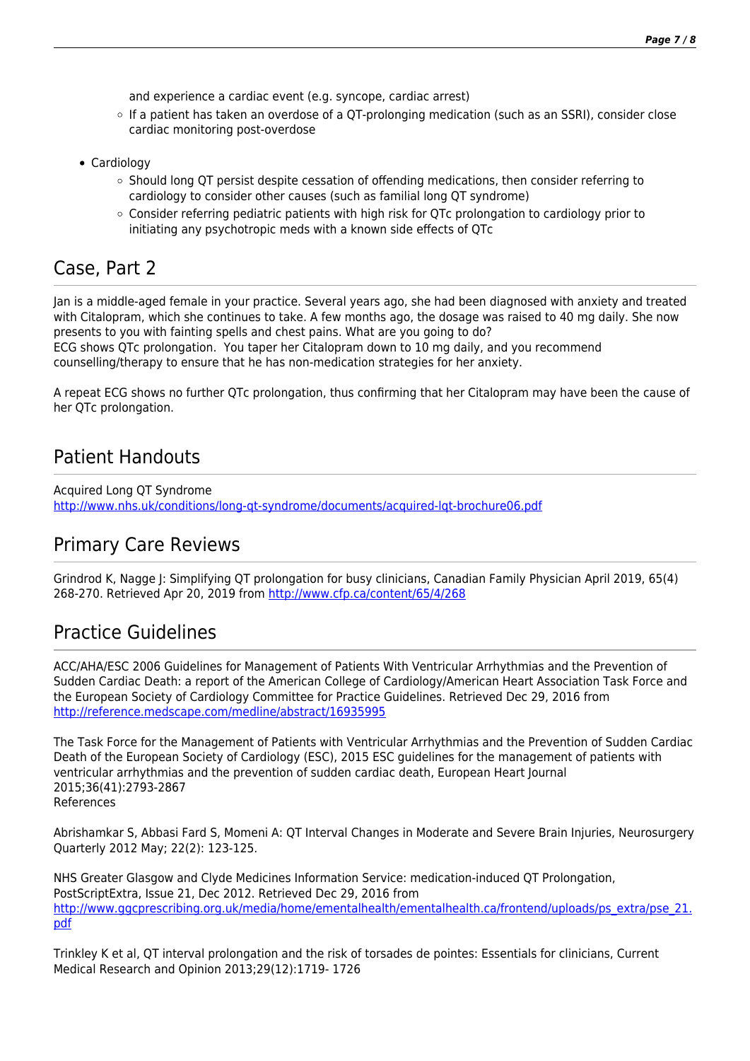and experience a cardiac event (e.g. syncope, cardiac arrest)
    - If a patient has taken an overdose of a QT-prolonging medication (such as an SSRI), consider close cardiac monitoring post-overdose

- Cardiology
    - Should long QT persist despite cessation of offending medications, then consider referring to cardiology to consider other causes (such as familial long QT syndrome)
    - Consider referring pediatric patients with high risk for QTc prolongation to cardiology prior to initiating any psychotropic meds with a known side effects of QTc

## Case, Part 2

Jan is a middle-aged female in your practice. Several years ago, she had been diagnosed with anxiety and treated with Citalopram, which she continues to take. A few months ago, the dosage was raised to 40 mg daily. She now presents to you with fainting spells and chest pains. What are you going to do?
ECG shows QTc prolongation. You taper her Citalopram down to 10 mg daily, and you recommend counselling/therapy to ensure that he has non-medication strategies for her anxiety.

A repeat ECG shows no further QTc prolongation, thus confirming that her Citalopram may have been the cause of her QTc prolongation.

## Patient Handouts

Acquired Long QT Syndrome
http://www.nhs.uk/conditions/long-qt-syndrome/documents/acquired-lqt-brochure06.pdf

## Primary Care Reviews

Grindrod K, Nagge J: Simplifying QT prolongation for busy clinicians, Canadian Family Physician April 2019, 65(4) 268-270. Retrieved Apr 20, 2019 from http://www.cfp.ca/content/65/4/268

## Practice Guidelines

ACC/AHA/ESC 2006 Guidelines for Management of Patients With Ventricular Arrhythmias and the Prevention of Sudden Cardiac Death: a report of the American College of Cardiology/American Heart Association Task Force and the European Society of Cardiology Committee for Practice Guidelines. Retrieved Dec 29, 2016 from http://reference.medscape.com/medline/abstract/16935995

The Task Force for the Management of Patients with Ventricular Arrhythmias and the Prevention of Sudden Cardiac Death of the European Society of Cardiology (ESC), 2015 ESC guidelines for the management of patients with ventricular arrhythmias and the prevention of sudden cardiac death, European Heart Journal 2015;36(41):2793-2867
References

Abrishamkar S, Abbasi Fard S, Momeni A: QT Interval Changes in Moderate and Severe Brain Injuries, Neurosurgery Quarterly 2012 May; 22(2): 123-125.

NHS Greater Glasgow and Clyde Medicines Information Service: medication-induced QT Prolongation, PostScriptExtra, Issue 21, Dec 2012. Retrieved Dec 29, 2016 from http://www.ggcprescribing.org.uk/media/home/ementalhealth/ementalhealth.ca/frontend/uploads/ps_extra/pse_21.pdf

Trinkley K et al, QT interval prolongation and the risk of torsades de pointes: Essentials for clinicians, Current Medical Research and Opinion 2013;29(12):1719- 1726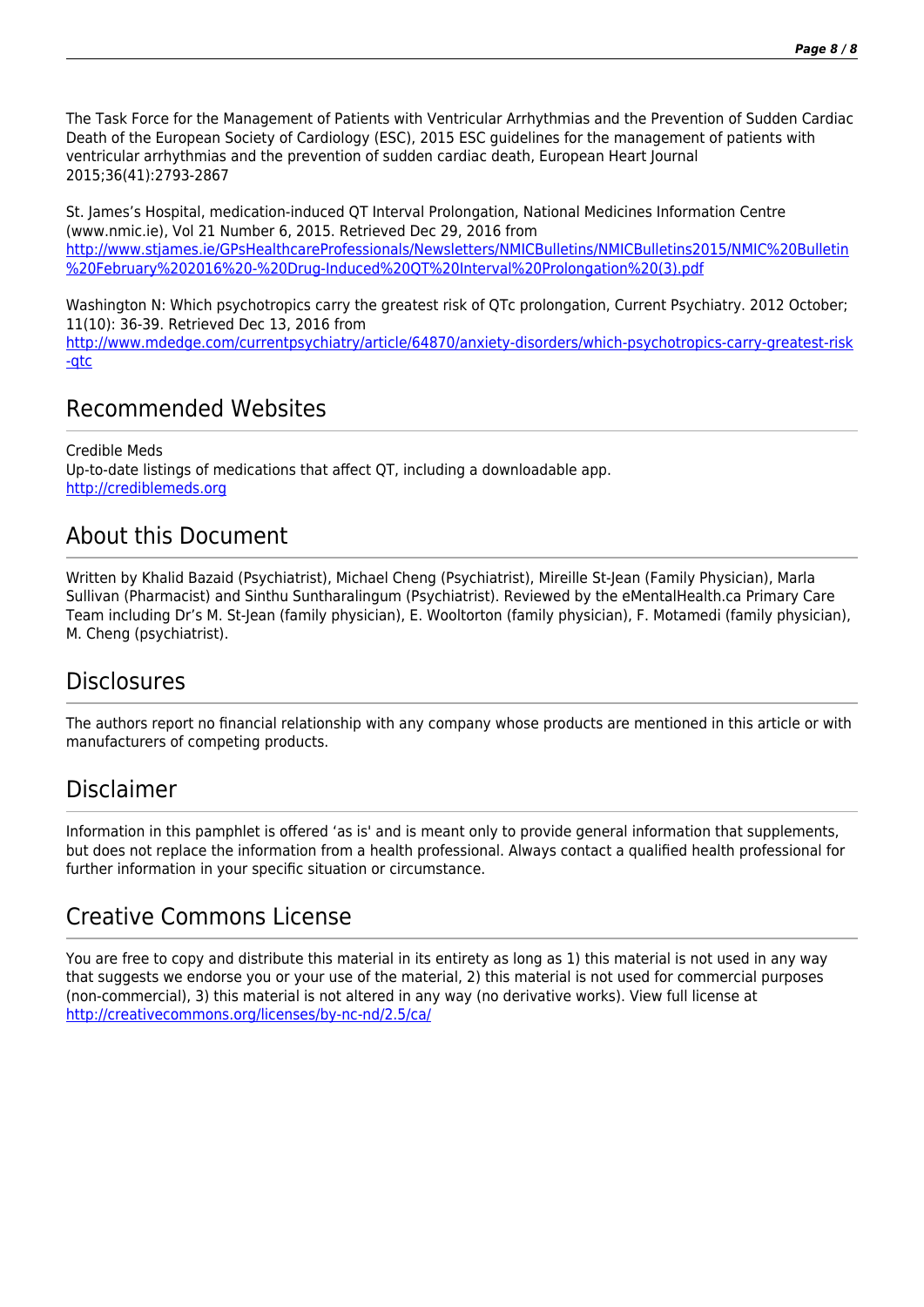The Task Force for the Management of Patients with Ventricular Arrhythmias and the Prevention of Sudden Cardiac Death of the European Society of Cardiology (ESC), 2015 ESC guidelines for the management of patients with ventricular arrhythmias and the prevention of sudden cardiac death, European Heart Journal 2015;36(41):2793-2867

St. James's Hospital, medication-induced QT Interval Prolongation, National Medicines Information Centre (www.nmic.ie), Vol 21 Number 6, 2015. Retrieved Dec 29, 2016 from http://www.stjames.ie/GPsHealthcareProfessionals/Newsletters/NMICBulletins/NMICBulletins2015/NMIC%20Bulletin%20February%202016%20-%20Drug-Induced%20QT%20Interval%20Prolongation%20(3).pdf

Washington N: Which psychotropics carry the greatest risk of QTc prolongation, Current Psychiatry. 2012 October; 11(10): 36-39. Retrieved Dec 13, 2016 from http://www.mdedge.com/currentpsychiatry/article/64870/anxiety-disorders/which-psychotropics-carry-greatest-risk-qtc

## Recommended Websites

Credible Meds
Up-to-date listings of medications that affect QT, including a downloadable app.
http://crediblemeds.org

## About this Document

Written by Khalid Bazaid (Psychiatrist), Michael Cheng (Psychiatrist), Mireille St-Jean (Family Physician), Marla Sullivan (Pharmacist) and Sinthu Suntharalingum (Psychiatrist). Reviewed by the eMentalHealth.ca Primary Care Team including Dr's M. St-Jean (family physician), E. Wooltorton (family physician), F. Motamedi (family physician), M. Cheng (psychiatrist).

## Disclosures

The authors report no financial relationship with any company whose products are mentioned in this article or with manufacturers of competing products.

## Disclaimer

Information in this pamphlet is offered 'as is' and is meant only to provide general information that supplements, but does not replace the information from a health professional. Always contact a qualified health professional for further information in your specific situation or circumstance.

## Creative Commons License

You are free to copy and distribute this material in its entirety as long as 1) this material is not used in any way that suggests we endorse you or your use of the material, 2) this material is not used for commercial purposes (non-commercial), 3) this material is not altered in any way (no derivative works). View full license at http://creativecommons.org/licenses/by-nc-nd/2.5/ca/